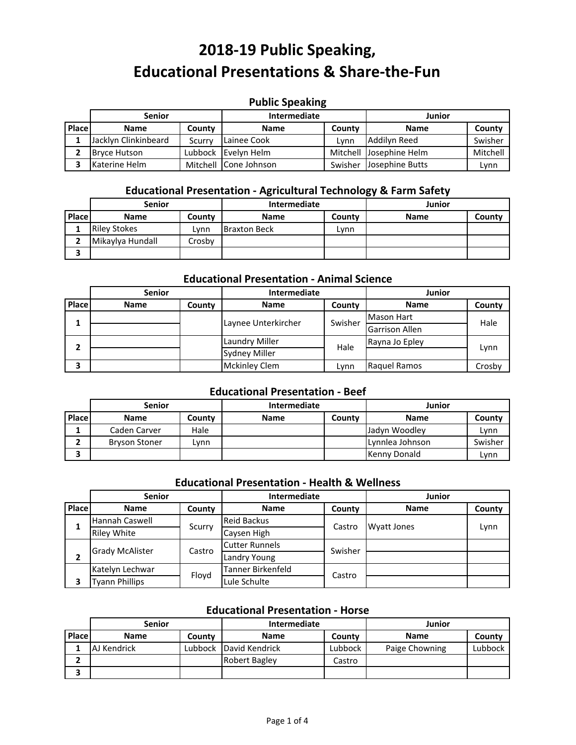# 2018-19 Public Speaking, Educational Presentations & Share-the-Fun

## Public Speaking

| | Senior | | Intermediate | | Junior | |
|---|---|---|---|---|---|---|
| **Place** | **Name** | **County** | **Name** | **County** | **Name** | **County** |
| 1 | Jacklyn Clinkinbeard | Scurry | Lainee Cook | Lynn | Addilyn Reed | Swisher |
| 2 | Bryce Hutson | Lubbock | Evelyn Helm | Mitchell | Josephine Helm | Mitchell |
| 3 | Katerine Helm | Mitchell | Cone Johnson | Swisher | Josephine Butts | Lynn |

## Educational Presentation - Agricultural Technology & Farm Safety

| | Senior | | Intermediate | | Junior | |
|---|---|---|---|---|---|---|
| **Place** | **Name** | **County** | **Name** | **County** | **Name** | **County** |
| 1 | Riley Stokes | Lynn | Braxton Beck | Lynn | | |
| 2 | Mikaylya Hundall | Crosby | | | | |
| 3 | | | | | | |

## Educational Presentation - Animal Science

| | Senior | | Intermediate | | Junior | |
|---|---|---|---|---|---|---|
| **Place** | **Name** | **County** | **Name** | **County** | **Name** | **County** |
| 1 | | | Laynee Unterkircher | Swisher | Mason Hart | Hale |
| | | | | | Garrison Allen | |
| 2 | | | Laundry Miller | Hale | Rayna Jo Epley | Lynn |
| | | | Sydney Miller | | | |
| 3 | | | Mckinley Clem | Lynn | Raquel Ramos | Crosby |

## Educational Presentation - Beef

| | Senior | | Intermediate | | Junior | |
|---|---|---|---|---|---|---|
| **Place** | **Name** | **County** | **Name** | **County** | **Name** | **County** |
| 1 | Caden Carver | Hale | | | Jadyn Woodley | Lynn |
| 2 | Bryson Stoner | Lynn | | | Lynnlea Johnson | Swisher |
| 3 | | | | | Kenny Donald | Lynn |

## Educational Presentation - Health & Wellness

| | Senior | | Intermediate | | Junior | |
|---|---|---|---|---|---|---|
| **Place** | **Name** | **County** | **Name** | **County** | **Name** | **County** |
| 1 | Hannah Caswell | Scurry | Reid Backus | Castro | Wyatt Jones | Lynn |
| | Riley White | | Caysen High | | | |
| 2 | Grady McAlister | Castro | Cutter Runnels | Swisher | | |
| | | | Landry Young | | | |
| 3 | Katelyn Lechwar | Floyd | Tanner Birkenfeld | Castro | | |
| | Tyann Phillips | | Lule Schulte | | | |

## Educational Presentation - Horse

| | Senior | | Intermediate | | Junior | |
|---|---|---|---|---|---|---|
| **Place** | **Name** | **County** | **Name** | **County** | **Name** | **County** |
| 1 | AJ Kendrick | Lubbock | David Kendrick | Lubbock | Paige Chowning | Lubbock |
| 2 | | | Robert Bagley | Castro | | |
| 3 | | | | | | |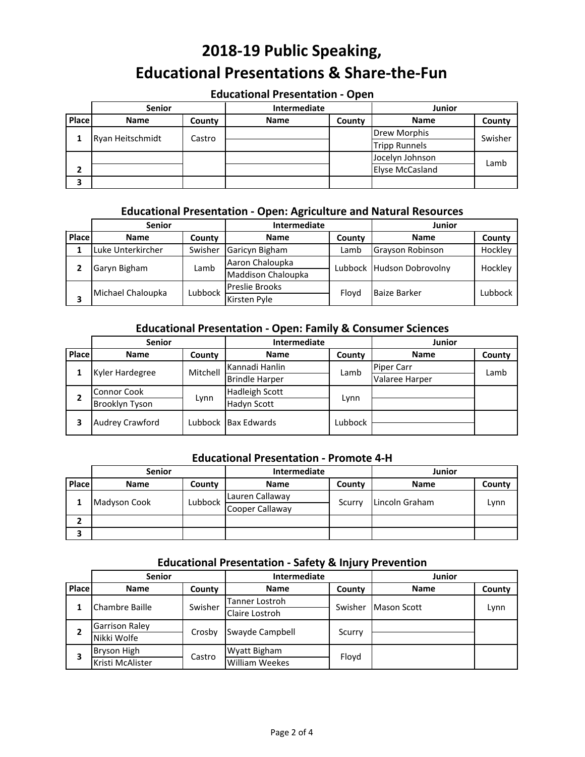# 2018-19 Public Speaking, Educational Presentations & Share-the-Fun

## Educational Presentation - Open

| | Senior | | Intermediate | | Junior | |
|---|---|---|---|---|---|---|
| Place | Name | County | Name | County | Name | County |
| 1 | Ryan Heitschmidt | Castro | | | Drew Morphis<br>Tripp Runnels | Swisher |
| 2 | | | | | Jocelyn Johnson<br>Elyse McCasland | Lamb |
| 3 | | | | | | |

## Educational Presentation - Open: Agriculture and Natural Resources

| | Senior | | Intermediate | | Junior | |
|---|---|---|---|---|---|---|
| Place | Name | County | Name | County | Name | County |
| 1 | Luke Unterkircher | Swisher | Garicyn Bigham | Lamb | Grayson Robinson | Hockley |
| 2 | Garyn Bigham | Lamb | Aaron Chaloupka<br>Maddison Chaloupka | Lubbock | Hudson Dobrovolny | Hockley |
| 3 | Michael Chaloupka | Lubbock | Preslie Brooks<br>Kirsten Pyle | Floyd | Baize Barker | Lubbock |

## Educational Presentation - Open: Family & Consumer Sciences

| | Senior | | Intermediate | | Junior | |
|---|---|---|---|---|---|---|
| Place | Name | County | Name | County | Name | County |
| 1 | Kyler Hardegree | Mitchell | Kannadi Hanlin<br>Brindle Harper | Lamb | Piper Carr<br>Valaree Harper | Lamb |
| 2 | Connor Cook<br>Brooklyn Tyson | Lynn | Hadleigh Scott<br>Hadyn Scott | Lynn | | |
| 3 | Audrey Crawford | Lubbock | Bax Edwards | Lubbock | | |

## Educational Presentation - Promote 4-H

| | Senior | | Intermediate | | Junior | |
|---|---|---|---|---|---|---|
| Place | Name | County | Name | County | Name | County |
| 1 | Madyson Cook | Lubbock | Lauren Callaway<br>Cooper Callaway | Scurry | Lincoln Graham | Lynn |
| 2 | | | | | | |
| 3 | | | | | | |

## Educational Presentation - Safety & Injury Prevention

| | Senior | | Intermediate | | Junior | |
|---|---|---|---|---|---|---|
| Place | Name | County | Name | County | Name | County |
| 1 | Chambre Baille | Swisher | Tanner Lostroh<br>Claire Lostroh | Swisher | Mason Scott | Lynn |
| 2 | Garrison Raley<br>Nikki Wolfe | Crosby | Swayde Campbell | Scurry | | |
| 3 | Bryson High<br>Kristi McAlister | Castro | Wyatt Bigham<br>William Weekes | Floyd | | |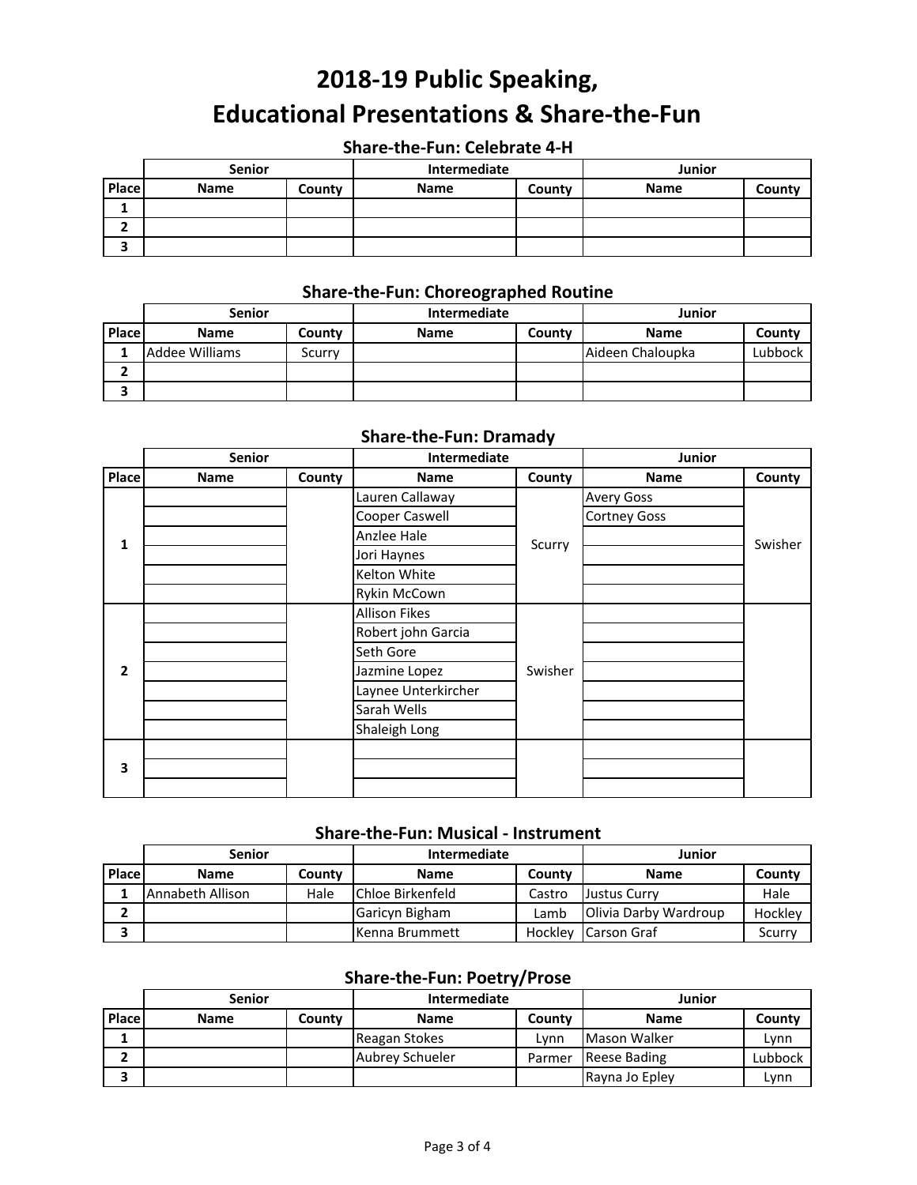# 2018-19 Public Speaking, Educational Presentations & Share-the-Fun

## Share-the-Fun: Celebrate 4-H

| | Senior | | Intermediate | | Junior | |
|---|---|---|---|---|---|---|
| Place | Name | County | Name | County | Name | County |
| 1 | | | | | | |
| 2 | | | | | | |
| 3 | | | | | | |

## Share-the-Fun: Choreographed Routine

| | Senior | | Intermediate | | Junior | |
|---|---|---|---|---|---|---|
| Place | Name | County | Name | County | Name | County |
| 1 | Addee Williams | Scurry | | | Aideen Chaloupka | Lubbock |
| 2 | | | | | | |
| 3 | | | | | | |

## Share-the-Fun: Dramady

| | Senior | | Intermediate | | Junior | |
|---|---|---|---|---|---|---|
| Place | Name | County | Name | County | Name | County |
| 1 | | | Lauren Callaway | Scurry | Avery Goss | Swisher |
| | | | Cooper Caswell | | Cortney Goss | |
| | | | Anzlee Hale | | | |
| | | | Jori Haynes | | | |
| | | | Kelton White | | | |
| | | | Rykin McCown | | | |
| 2 | | | Allison Fikes | Swisher | | |
| | | | Robert john Garcia | | | |
| | | | Seth Gore | | | |
| | | | Jazmine Lopez | | | |
| | | | Laynee Unterkircher | | | |
| | | | Sarah Wells | | | |
| | | | Shaleigh Long | | | |
| 3 | | | | | | |
| | | | | | | |
| | | | | | | |

## Share-the-Fun: Musical - Instrument

| | Senior | | Intermediate | | Junior | |
|---|---|---|---|---|---|---|
| Place | Name | County | Name | County | Name | County |
| 1 | Annabeth Allison | Hale | Chloe Birkenfeld | Castro | Justus Curry | Hale |
| 2 | | | Garicyn Bigham | Lamb | Olivia Darby Wardroup | Hockley |
| 3 | | | Kenna Brummett | Hockley | Carson Graf | Scurry |

## Share-the-Fun: Poetry/Prose

| | Senior | | Intermediate | | Junior | |
|---|---|---|---|---|---|---|
| Place | Name | County | Name | County | Name | County |
| 1 | | | Reagan Stokes | Lynn | Mason Walker | Lynn |
| 2 | | | Aubrey Schueler | Parmer | Reese Bading | Lubbock |
| 3 | | | | | Rayna Jo Epley | Lynn |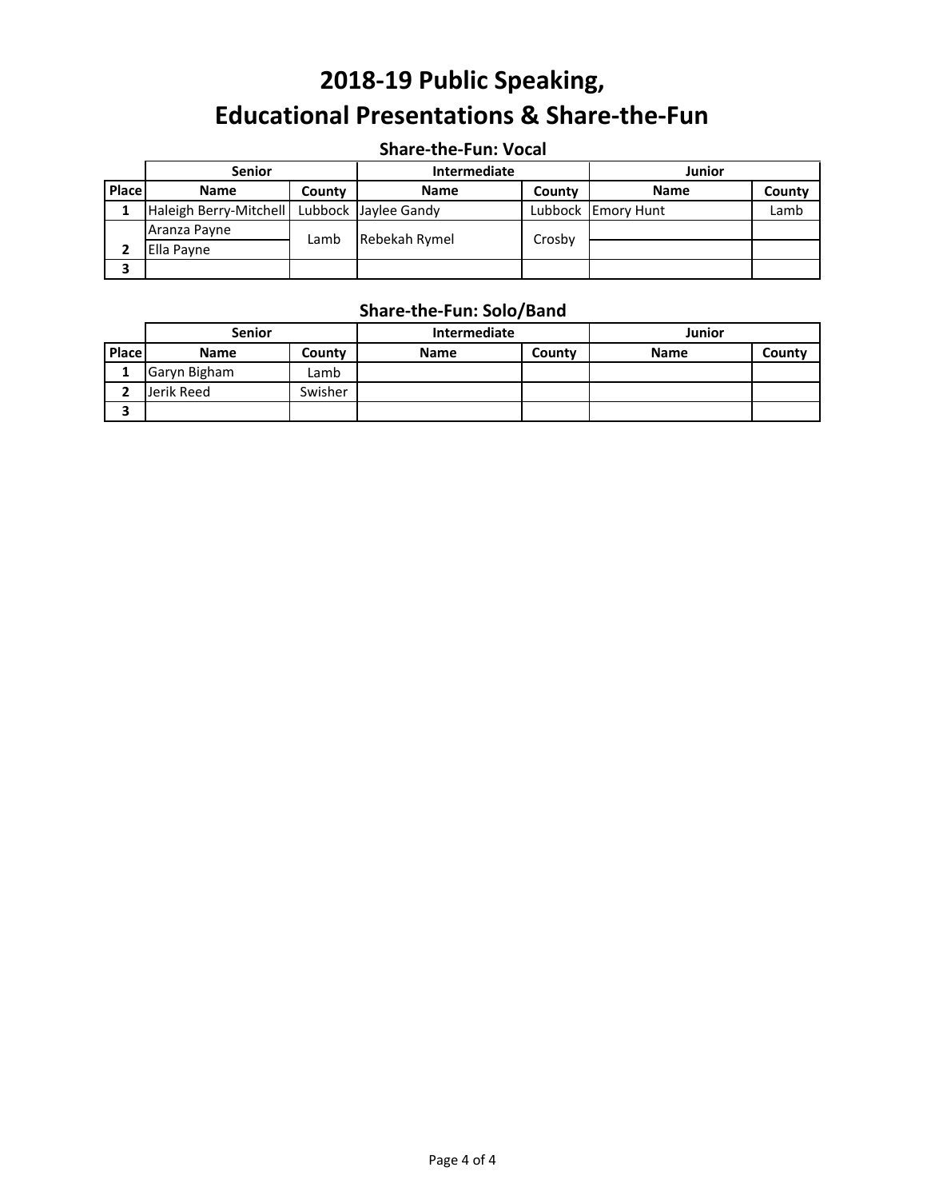# 2018-19 Public Speaking, Educational Presentations & Share-the-Fun

### Share-the-Fun: Vocal

| | Senior | | Intermediate | | Junior | |
|---|---|---|---|---|---|---|
| Place | Name | County | Name | County | Name | County |
| 1 | Haleigh Berry-Mitchell | Lubbock | Jaylee Gandy | Lubbock | Emory Hunt | Lamb |
| 2 | Aranza Payne<br>Ella Payne | Lamb | Rebekah Rymel | Crosby | | |
| 3 | | | | | | |

### Share-the-Fun: Solo/Band

| | Senior | | Intermediate | | Junior | |
|---|---|---|---|---|---|---|
| Place | Name | County | Name | County | Name | County |
| 1 | Garyn Bigham | Lamb | | | | |
| 2 | Jerik Reed | Swisher | | | | |
| 3 | | | | | | |